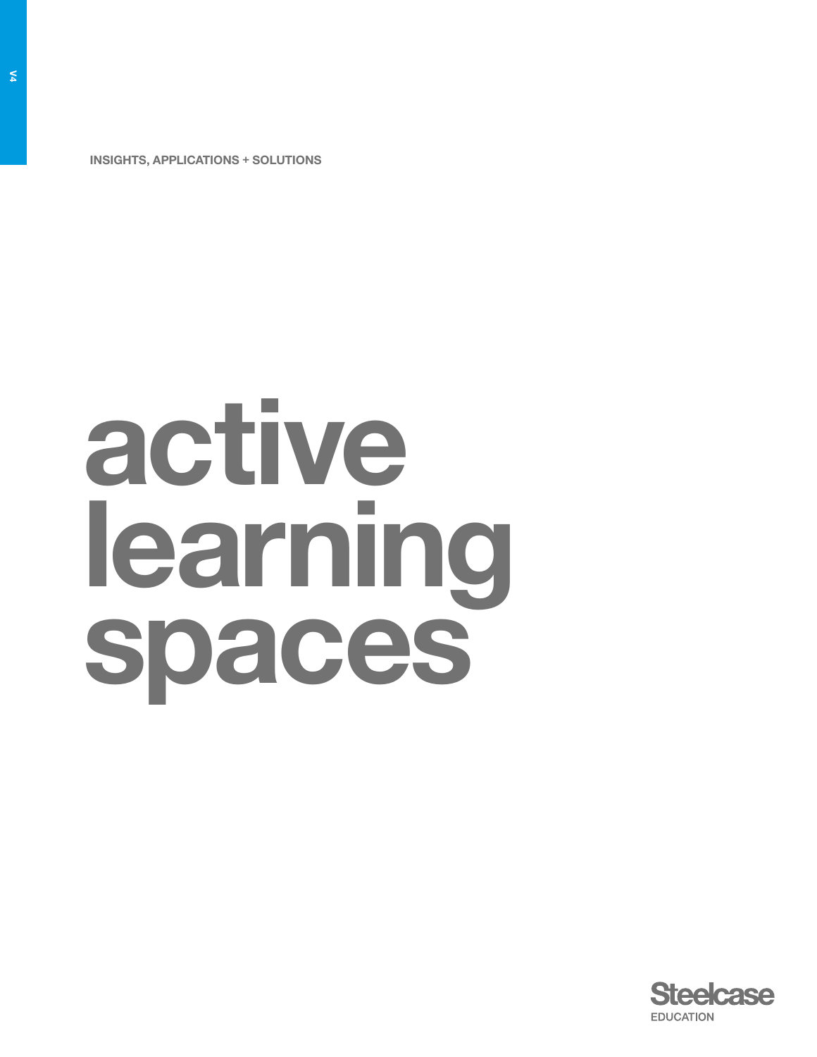V4

INSIGHTS, APPLICATIONS + SOLUTIONS

# active learning spaces

Steelcase EDUCATION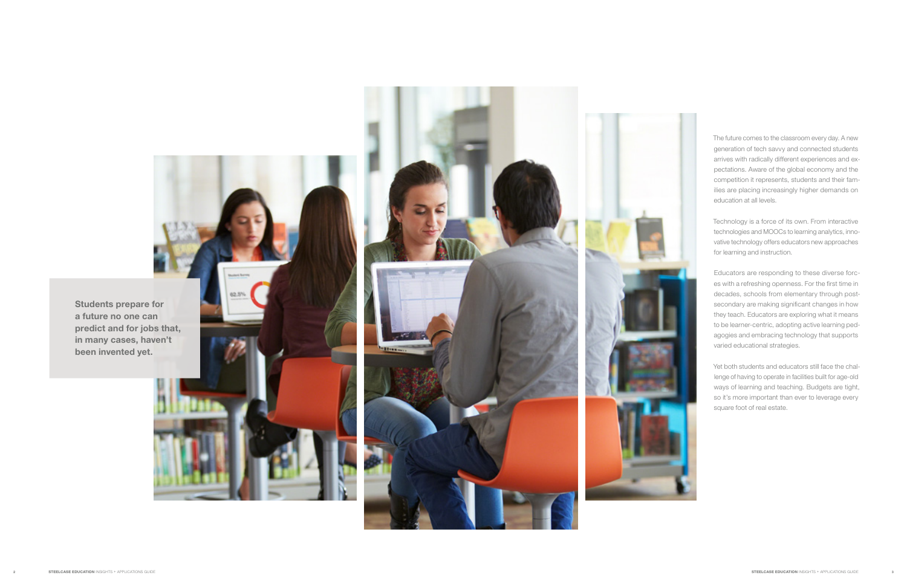**Students prepare for a future no one can predict and for jobs that, in many cases, haven't been invented yet.**

The future comes to the classroom every day. A new generation of tech savvy and connected students arrives with radically different experiences and expectations. Aware of the global economy and the competition it represents, students and their families are placing increasingly higher demands on education at all levels.

Technology is a force of its own. From interactive technologies and MOOCs to learning analytics, innovative technology offers educators new approaches for learning and instruction.

Educators are responding to these diverse forces with a refreshing openness. For the first time in decades, schools from elementary through post-secondary are making significant changes in how they teach. Educators are exploring what it means to be learner-centric, adopting active learning pedagogies and embracing technology that supports varied educational strategies.

Yet both students and educators still face the challenge of having to operate in facilities built for age-old ways of learning and teaching. Budgets are tight, so it's more important than ever to leverage every square foot of real estate.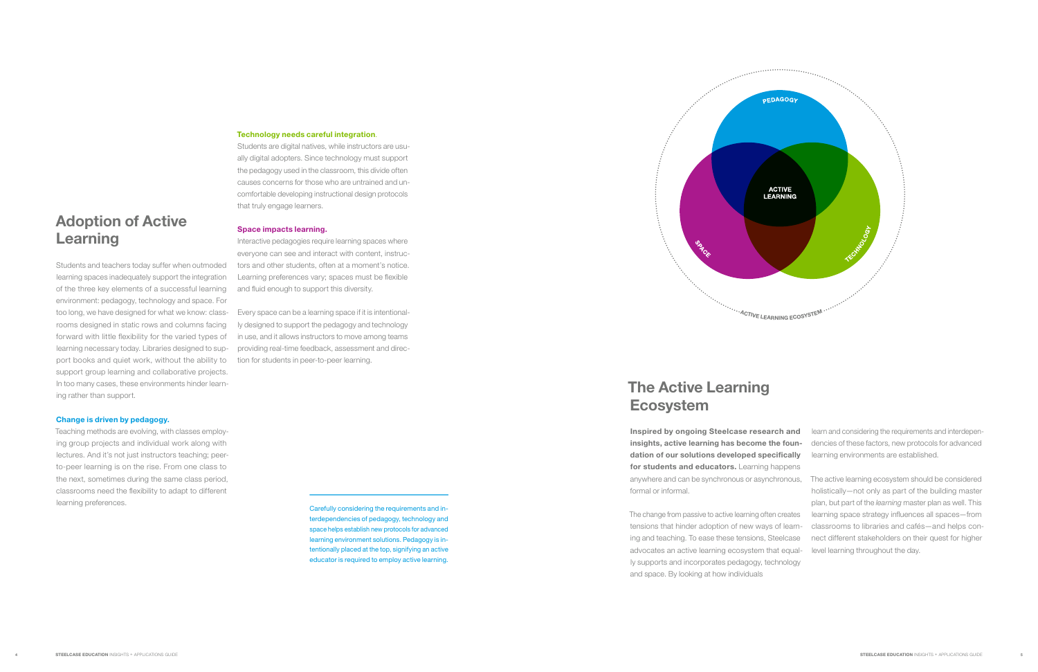## Adoption of Active Learning

Students and teachers today suffer when outmoded learning spaces inadequately support the integration of the three key elements of a successful learning environment: pedagogy, technology and space. For too long, we have designed for what we know: classrooms designed in static rows and columns facing forward with little flexibility for the varied types of learning necessary today. Libraries designed to support books and quiet work, without the ability to support group learning and collaborative projects. In too many cases, these environments hinder learning rather than support.

**Change is driven by pedagogy.**

Teaching methods are evolving, with classes employing group projects and individual work along with lectures. And it's not just instructors teaching; peer-to-peer learning is on the rise. From one class to the next, sometimes during the same class period, classrooms need the flexibility to adapt to different learning preferences.

**Technology needs careful integration.**

Students are digital natives, while instructors are usually digital adopters. Since technology must support the pedagogy used in the classroom, this divide often causes concerns for those who are untrained and uncomfortable developing instructional design protocols that truly engage learners.

**Space impacts learning.**

Interactive pedagogies require learning spaces where everyone can see and interact with content, instructors and other students, often at a moment's notice. Learning preferences vary; spaces must be flexible and fluid enough to support this diversity.

Every space can be a learning space if it is intentionally designed to support the pedagogy and technology in use, and it allows instructors to move among teams providing real-time feedback, assessment and direction for students in peer-to-peer learning.

Carefully considering the requirements and interdependencies of pedagogy, technology and space helps establish new protocols for advanced learning environment solutions. Pedagogy is intentionally placed at the top, signifying an active educator is required to employ active learning.

PEDAGOGY

ACTIVE LEARNING

SPACE

TECHNOLOGY

ACTIVE LEARNING ECOSYSTEM

## The Active Learning Ecosystem

**Inspired by ongoing Steelcase research and insights, active learning has become the foundation of our solutions developed specifically for students and educators.** Learning happens anywhere and can be synchronous or asynchronous, formal or informal.

The change from passive to active learning often creates tensions that hinder adoption of new ways of learning and teaching. To ease these tensions, Steelcase advocates an active learning ecosystem that equally supports and incorporates pedagogy, technology and space. By looking at how individuals learn and considering the requirements and interdependencies of these factors, new protocols for advanced learning environments are established.

The active learning ecosystem should be considered holistically—not only as part of the building master plan, but part of the *learning* master plan as well. This learning space strategy influences all spaces—from classrooms to libraries and cafés—and helps connect different stakeholders on their quest for higher level learning throughout the day.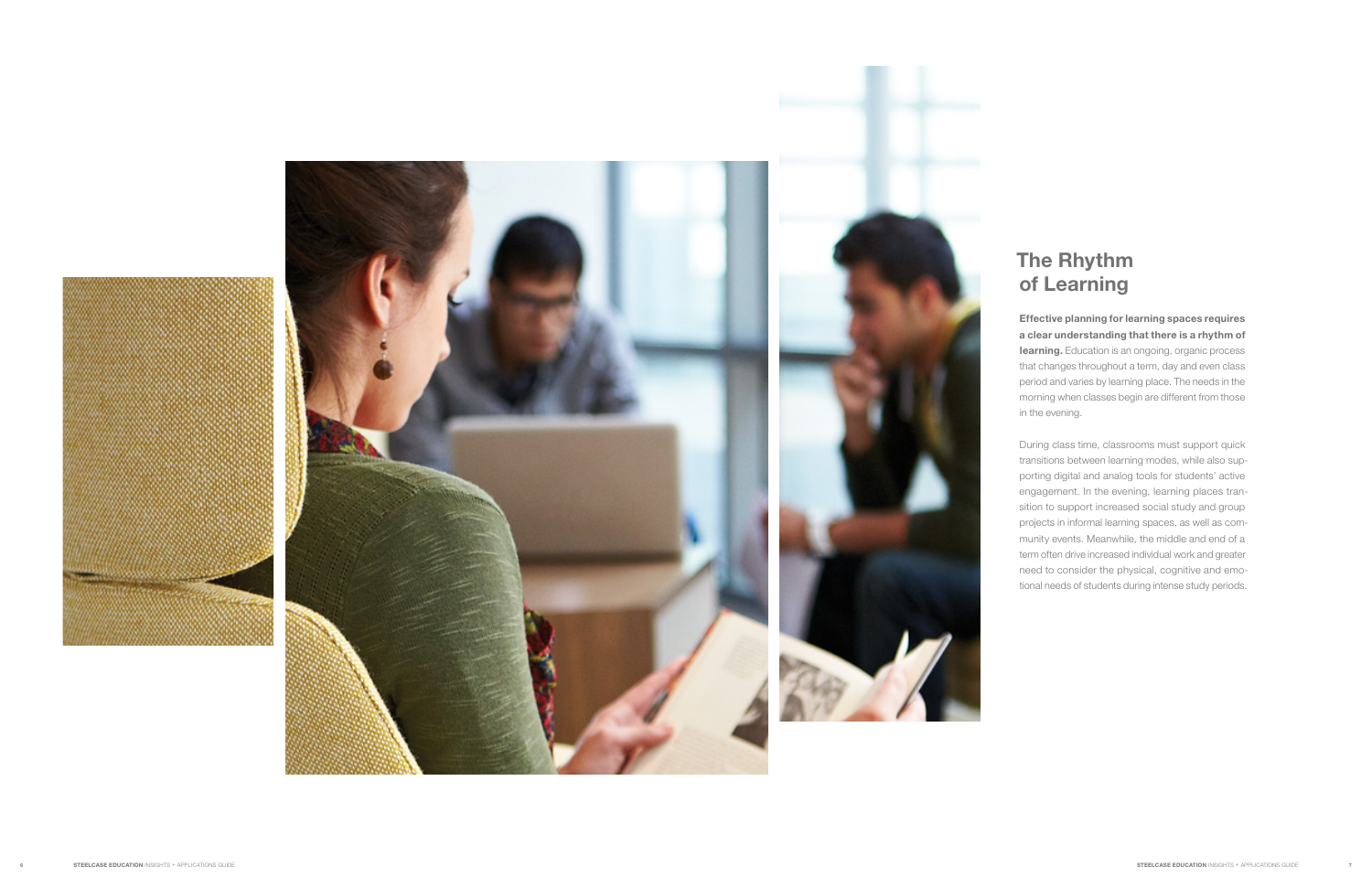## The Rhythm of Learning

**Effective planning for learning spaces requires a clear understanding that there is a rhythm of learning.** Education is an ongoing, organic process that changes throughout a term, day and even class period and varies by learning place. The needs in the morning when classes begin are different from those in the evening.

During class time, classrooms must support quick transitions between learning modes, while also supporting digital and analog tools for students' active engagement. In the evening, learning places transition to support increased social study and group projects in informal learning spaces, as well as community events. Meanwhile, the middle and end of a term often drive increased individual work and greater need to consider the physical, cognitive and emotional needs of students during intense study periods.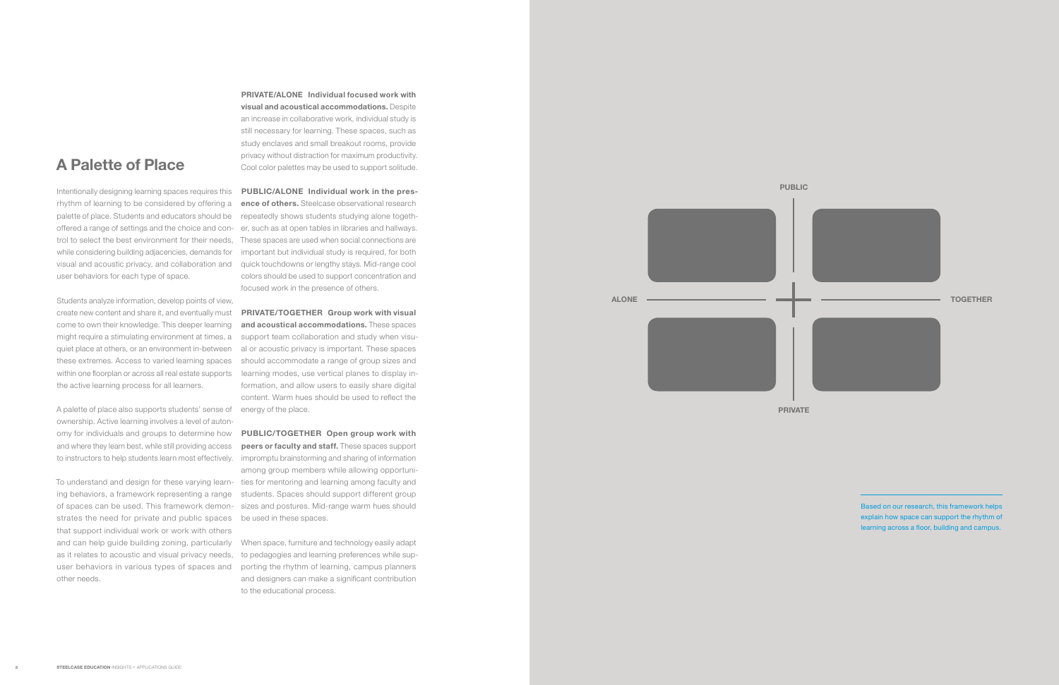## A Palette of Place

Intentionally designing learning spaces requires this rhythm of learning to be considered by offering a palette of place. Students and educators should be offered a range of settings and the choice and control to select the best environment for their needs, while considering building adjacencies, demands for visual and acoustic privacy, and collaboration and user behaviors for each type of space.

Students analyze information, develop points of view, create new content and share it, and eventually must come to own their knowledge. This deeper learning might require a stimulating environment at times, a quiet place at others, or an environment in-between these extremes. Access to varied learning spaces within one floorplan or across all real estate supports the active learning process for all learners.

A palette of place also supports students' sense of ownership. Active learning involves a level of autonomy for individuals and groups to determine how and where they learn best, while still providing access to instructors to help students learn most effectively.

To understand and design for these varying learning behaviors, a framework representing a range of spaces can be used. This framework demonstrates the need for private and public spaces that support individual work or work with others and can help guide building zoning, particularly as it relates to acoustic and visual privacy needs, user behaviors in various types of spaces and other needs.

**PRIVATE/ALONE Individual focused work with visual and acoustical accommodations.** Despite an increase in collaborative work, individual study is still necessary for learning. These spaces, such as study enclaves and small breakout rooms, provide privacy without distraction for maximum productivity. Cool color palettes may be used to support solitude.

**PUBLIC/ALONE Individual work in the presence of others.** Steelcase observational research repeatedly shows students studying alone together, such as at open tables in libraries and hallways. These spaces are used when social connections are important but individual study is required, for both quick touchdowns or lengthy stays. Mid-range cool colors should be used to support concentration and focused work in the presence of others.

**PRIVATE/TOGETHER Group work with visual and acoustical accommodations.** These spaces support team collaboration and study when visual or acoustic privacy is important. These spaces should accommodate a range of group sizes and learning modes, use vertical planes to display information, and allow users to easily share digital content. Warm hues should be used to reflect the energy of the place.

**PUBLIC/TOGETHER Open group work with peers or faculty and staff.** These spaces support impromptu brainstorming and sharing of information among group members while allowing opportunities for mentoring and learning among faculty and students. Spaces should support different group sizes and postures. Mid-range warm hues should be used in these spaces.

When space, furniture and technology easily adapt to pedagogies and learning preferences while supporting the rhythm of learning, campus planners and designers can make a significant contribution to the educational process.

PUBLIC

ALONE — TOGETHER

PRIVATE

Based on our research, this framework helps explain how space can support the rhythm of learning across a floor, building and campus.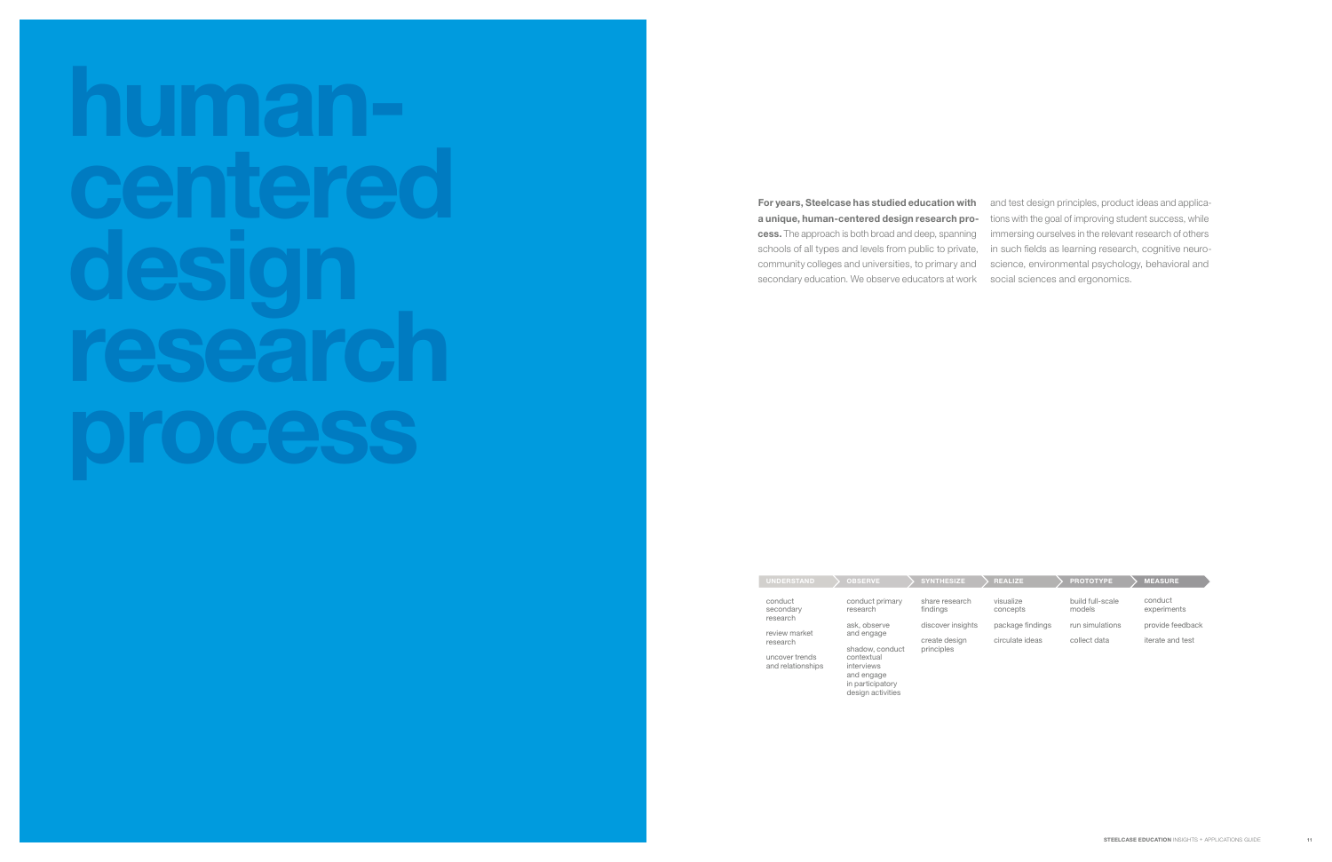# human-centered design research process

**For years, Steelcase has studied education with a unique, human-centered design research process.** The approach is both broad and deep, spanning schools of all types and levels from public to private, community colleges and universities, to primary and secondary education. We observe educators at work and test design principles, product ideas and applications with the goal of improving student success, while immersing ourselves in the relevant research of others in such fields as learning research, cognitive neuroscience, environmental psychology, behavioral and social sciences and ergonomics.

| UNDERSTAND | OBSERVE | SYNTHESIZE | REALIZE | PROTOTYPE | MEASURE |
|---|---|---|---|---|---|
| conduct secondary research | conduct primary research | share research findings | visualize concepts | build full-scale models | conduct experiments |
| review market research | ask, observe and engage | discover insights | package findings | run simulations | provide feedback |
| uncover trends and relationships | shadow, conduct contextual interviews and engage in participatory design activities | create design principles | circulate ideas | collect data | iterate and test |